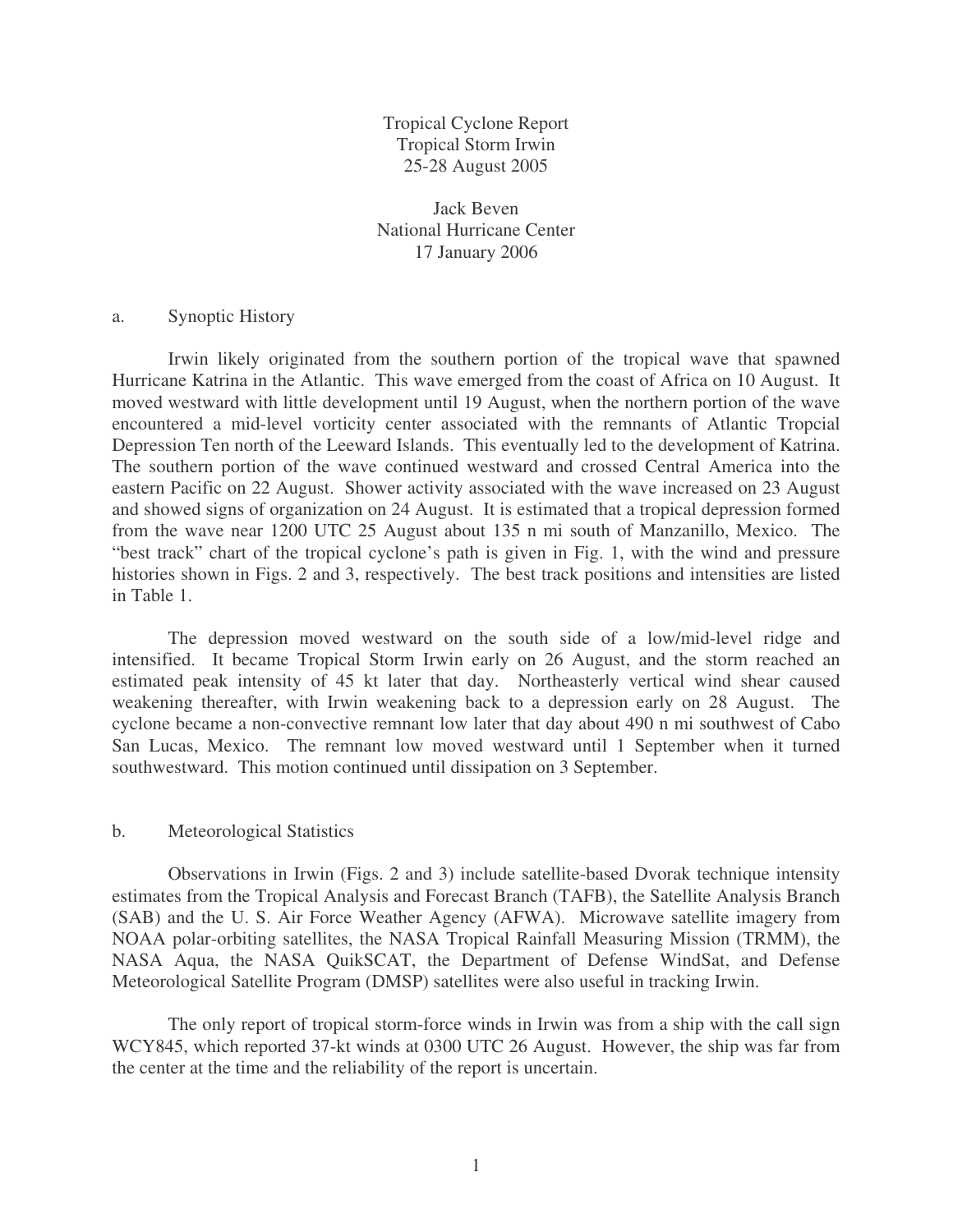# Tropical Cyclone Report
# Tropical Storm Irwin
# 25-28 August 2005

Jack Beven
National Hurricane Center
17 January 2006

## a. Synoptic History

Irwin likely originated from the southern portion of the tropical wave that spawned Hurricane Katrina in the Atlantic. This wave emerged from the coast of Africa on 10 August. It moved westward with little development until 19 August, when the northern portion of the wave encountered a mid-level vorticity center associated with the remnants of Atlantic Tropcial Depression Ten north of the Leeward Islands. This eventually led to the development of Katrina. The southern portion of the wave continued westward and crossed Central America into the eastern Pacific on 22 August. Shower activity associated with the wave increased on 23 August and showed signs of organization on 24 August. It is estimated that a tropical depression formed from the wave near 1200 UTC 25 August about 135 n mi south of Manzanillo, Mexico. The "best track" chart of the tropical cyclone's path is given in Fig. 1, with the wind and pressure histories shown in Figs. 2 and 3, respectively. The best track positions and intensities are listed in Table 1.

The depression moved westward on the south side of a low/mid-level ridge and intensified. It became Tropical Storm Irwin early on 26 August, and the storm reached an estimated peak intensity of 45 kt later that day. Northeasterly vertical wind shear caused weakening thereafter, with Irwin weakening back to a depression early on 28 August. The cyclone became a non-convective remnant low later that day about 490 n mi southwest of Cabo San Lucas, Mexico. The remnant low moved westward until 1 September when it turned southwestward. This motion continued until dissipation on 3 September.

## b. Meteorological Statistics

Observations in Irwin (Figs. 2 and 3) include satellite-based Dvorak technique intensity estimates from the Tropical Analysis and Forecast Branch (TAFB), the Satellite Analysis Branch (SAB) and the U. S. Air Force Weather Agency (AFWA). Microwave satellite imagery from NOAA polar-orbiting satellites, the NASA Tropical Rainfall Measuring Mission (TRMM), the NASA Aqua, the NASA QuikSCAT, the Department of Defense WindSat, and Defense Meteorological Satellite Program (DMSP) satellites were also useful in tracking Irwin.

The only report of tropical storm-force winds in Irwin was from a ship with the call sign WCY845, which reported 37-kt winds at 0300 UTC 26 August. However, the ship was far from the center at the time and the reliability of the report is uncertain.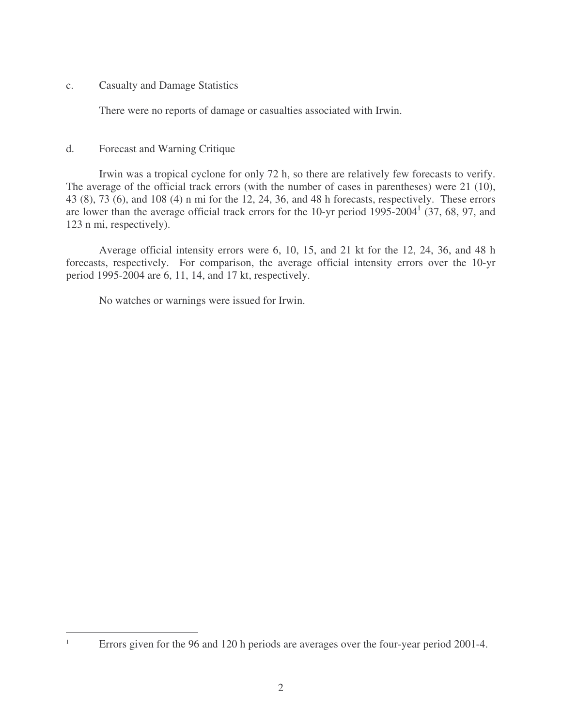c. Casualty and Damage Statistics

There were no reports of damage or casualties associated with Irwin.

d. Forecast and Warning Critique

Irwin was a tropical cyclone for only 72 h, so there are relatively few forecasts to verify. The average of the official track errors (with the number of cases in parentheses) were 21 (10), 43 (8), 73 (6), and 108 (4) n mi for the 12, 24, 36, and 48 h forecasts, respectively. These errors are lower than the average official track errors for the 10-yr period 1995-2004[1] (37, 68, 97, and 123 n mi, respectively).

Average official intensity errors were 6, 10, 15, and 21 kt for the 12, 24, 36, and 48 h forecasts, respectively. For comparison, the average official intensity errors over the 10-yr period 1995-2004 are 6, 11, 14, and 17 kt, respectively.

No watches or warnings were issued for Irwin.

[1] Errors given for the 96 and 120 h periods are averages over the four-year period 2001-4.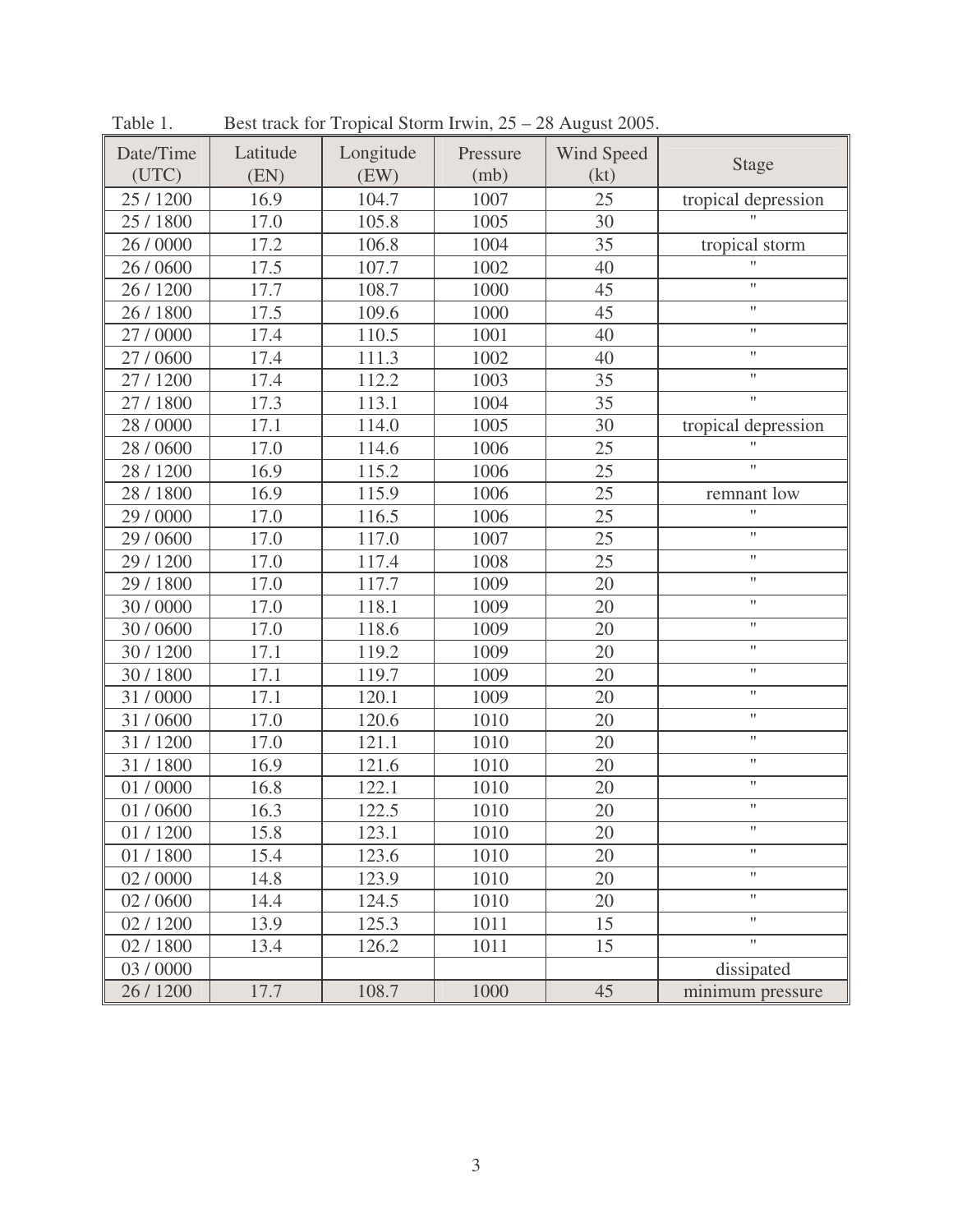Table 1. Best track for Tropical Storm Irwin, 25 – 28 August 2005.

| Date/Time (UTC) | Latitude (EN) | Longitude (EW) | Pressure (mb) | Wind Speed (kt) | Stage |
|---|---|---|---|---|---|
| 25 / 1200 | 16.9 | 104.7 | 1007 | 25 | tropical depression |
| 25 / 1800 | 17.0 | 105.8 | 1005 | 30 | " |
| 26 / 0000 | 17.2 | 106.8 | 1004 | 35 | tropical storm |
| 26 / 0600 | 17.5 | 107.7 | 1002 | 40 | " |
| 26 / 1200 | 17.7 | 108.7 | 1000 | 45 | " |
| 26 / 1800 | 17.5 | 109.6 | 1000 | 45 | " |
| 27 / 0000 | 17.4 | 110.5 | 1001 | 40 | " |
| 27 / 0600 | 17.4 | 111.3 | 1002 | 40 | " |
| 27 / 1200 | 17.4 | 112.2 | 1003 | 35 | " |
| 27 / 1800 | 17.3 | 113.1 | 1004 | 35 | " |
| 28 / 0000 | 17.1 | 114.0 | 1005 | 30 | tropical depression |
| 28 / 0600 | 17.0 | 114.6 | 1006 | 25 | " |
| 28 / 1200 | 16.9 | 115.2 | 1006 | 25 | " |
| 28 / 1800 | 16.9 | 115.9 | 1006 | 25 | remnant low |
| 29 / 0000 | 17.0 | 116.5 | 1006 | 25 | " |
| 29 / 0600 | 17.0 | 117.0 | 1007 | 25 | " |
| 29 / 1200 | 17.0 | 117.4 | 1008 | 25 | " |
| 29 / 1800 | 17.0 | 117.7 | 1009 | 20 | " |
| 30 / 0000 | 17.0 | 118.1 | 1009 | 20 | " |
| 30 / 0600 | 17.0 | 118.6 | 1009 | 20 | " |
| 30 / 1200 | 17.1 | 119.2 | 1009 | 20 | " |
| 30 / 1800 | 17.1 | 119.7 | 1009 | 20 | " |
| 31 / 0000 | 17.1 | 120.1 | 1009 | 20 | " |
| 31 / 0600 | 17.0 | 120.6 | 1010 | 20 | " |
| 31 / 1200 | 17.0 | 121.1 | 1010 | 20 | " |
| 31 / 1800 | 16.9 | 121.6 | 1010 | 20 | " |
| 01 / 0000 | 16.8 | 122.1 | 1010 | 20 | " |
| 01 / 0600 | 16.3 | 122.5 | 1010 | 20 | " |
| 01 / 1200 | 15.8 | 123.1 | 1010 | 20 | " |
| 01 / 1800 | 15.4 | 123.6 | 1010 | 20 | " |
| 02 / 0000 | 14.8 | 123.9 | 1010 | 20 | " |
| 02 / 0600 | 14.4 | 124.5 | 1010 | 20 | " |
| 02 / 1200 | 13.9 | 125.3 | 1011 | 15 | " |
| 02 / 1800 | 13.4 | 126.2 | 1011 | 15 | " |
| 03 / 0000 | | | | | dissipated |
| 26 / 1200 | 17.7 | 108.7 | 1000 | 45 | minimum pressure |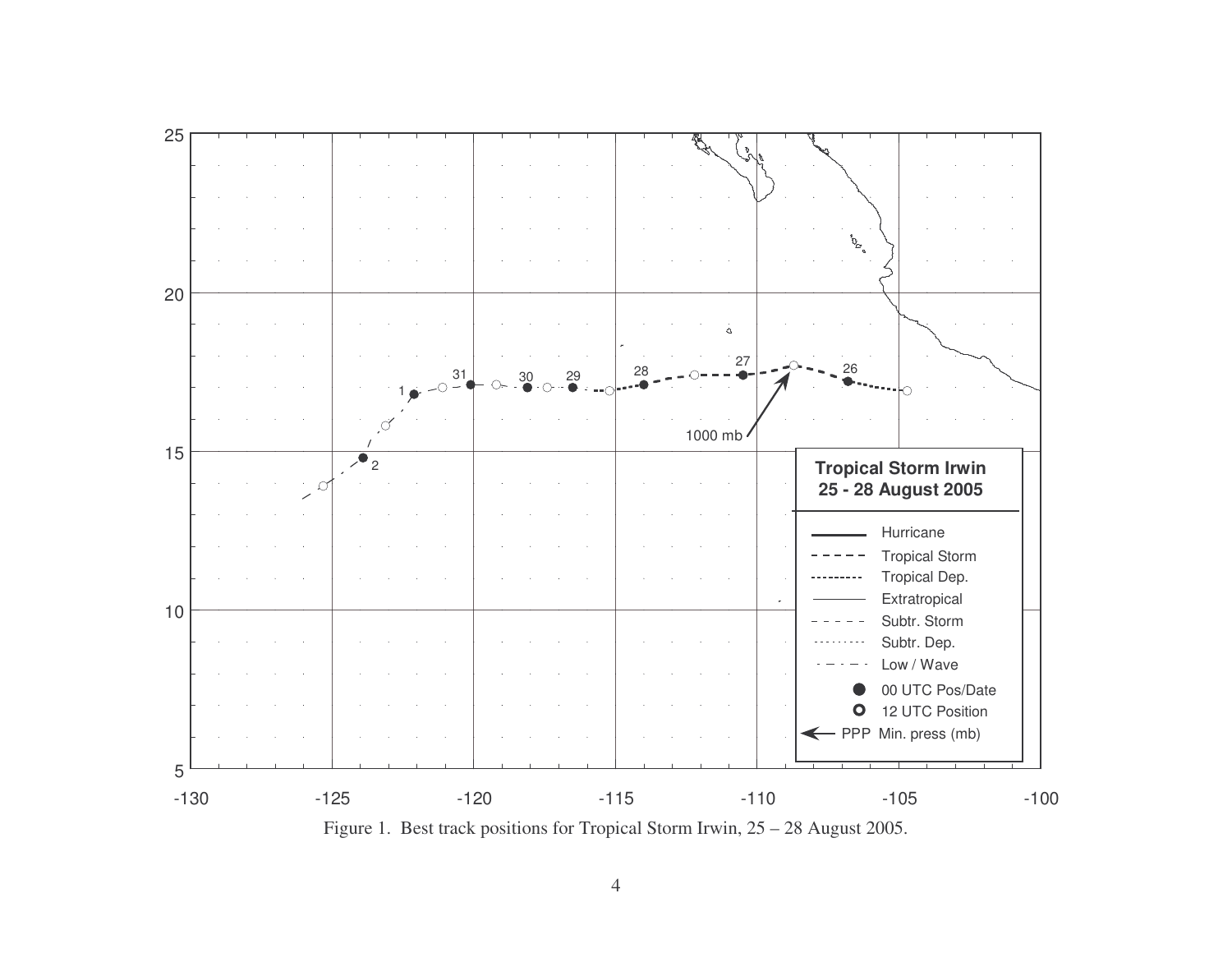Figure 1. Best track positions for Tropical Storm Irwin, 25 – 28 August 2005.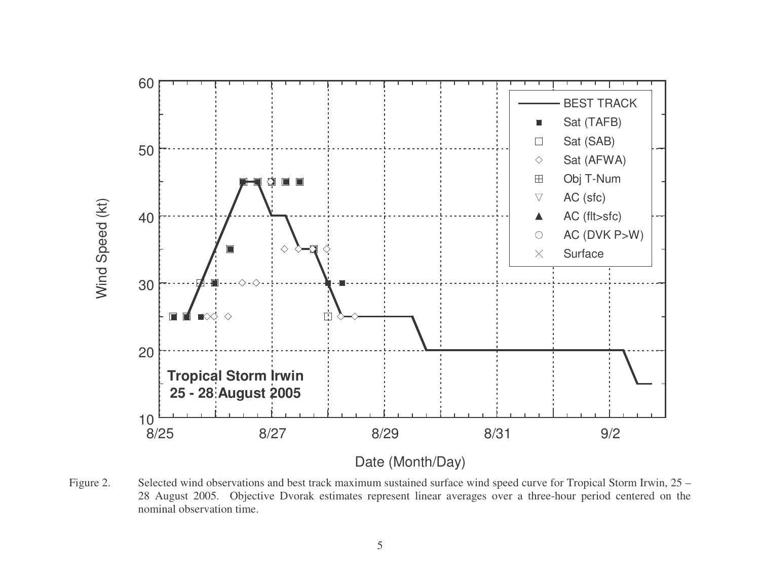Figure 2. Selected wind observations and best track maximum sustained surface wind speed curve for Tropical Storm Irwin, 25 – 28 August 2005. Objective Dvorak estimates represent linear averages over a three-hour period centered on the nominal observation time.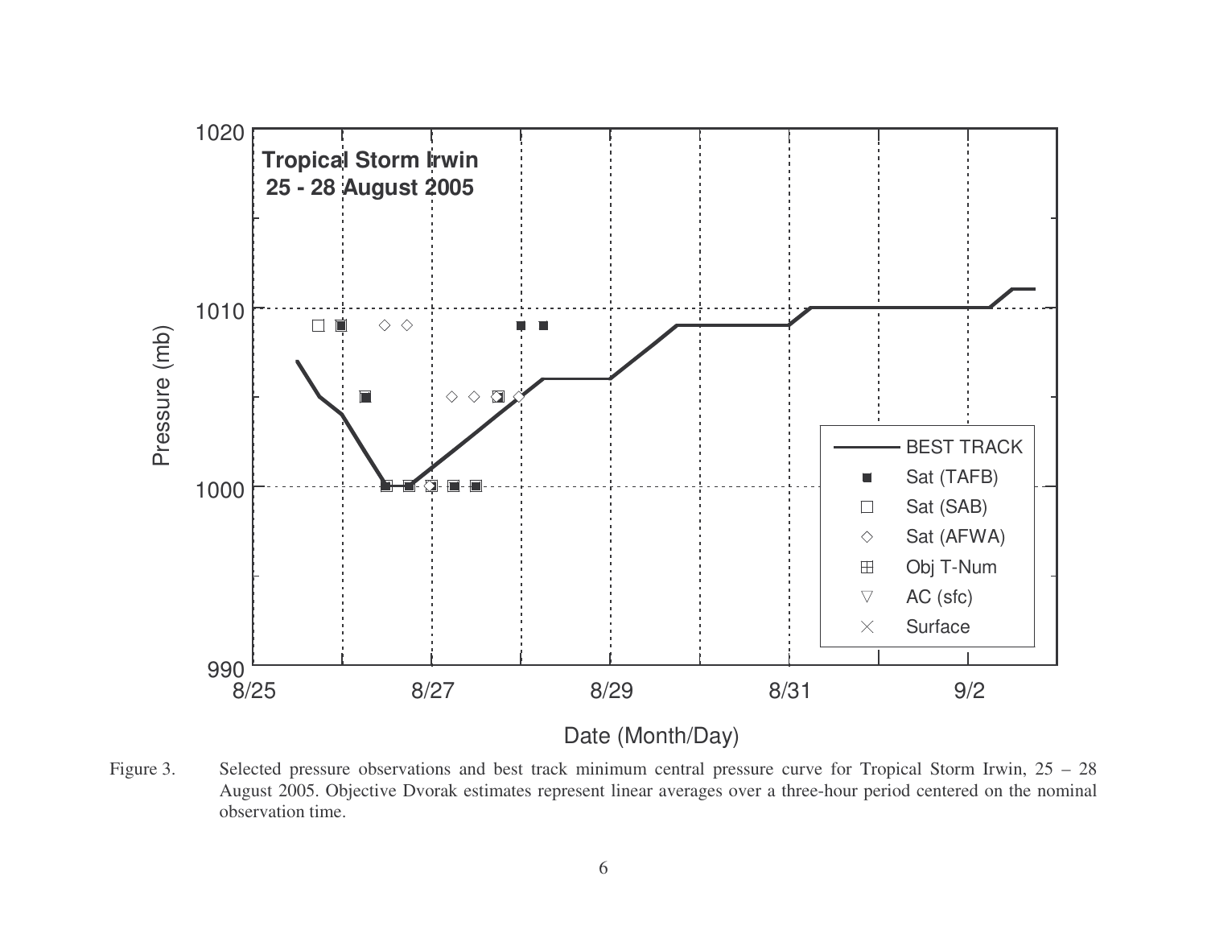Tropical Storm Irwin
25 - 28 August 2005

1020
1010
1000
990

Pressure (mb)

8/25
8/27
8/29
8/31
9/2

Date (Month/Day)

BEST TRACK
Sat (TAFB)
Sat (SAB)
Sat (AFWA)
Obj T-Num
AC (sfc)
Surface

Figure 3. Selected pressure observations and best track minimum central pressure curve for Tropical Storm Irwin, 25 – 28 August 2005. Objective Dvorak estimates represent linear averages over a three-hour period centered on the nominal observation time.